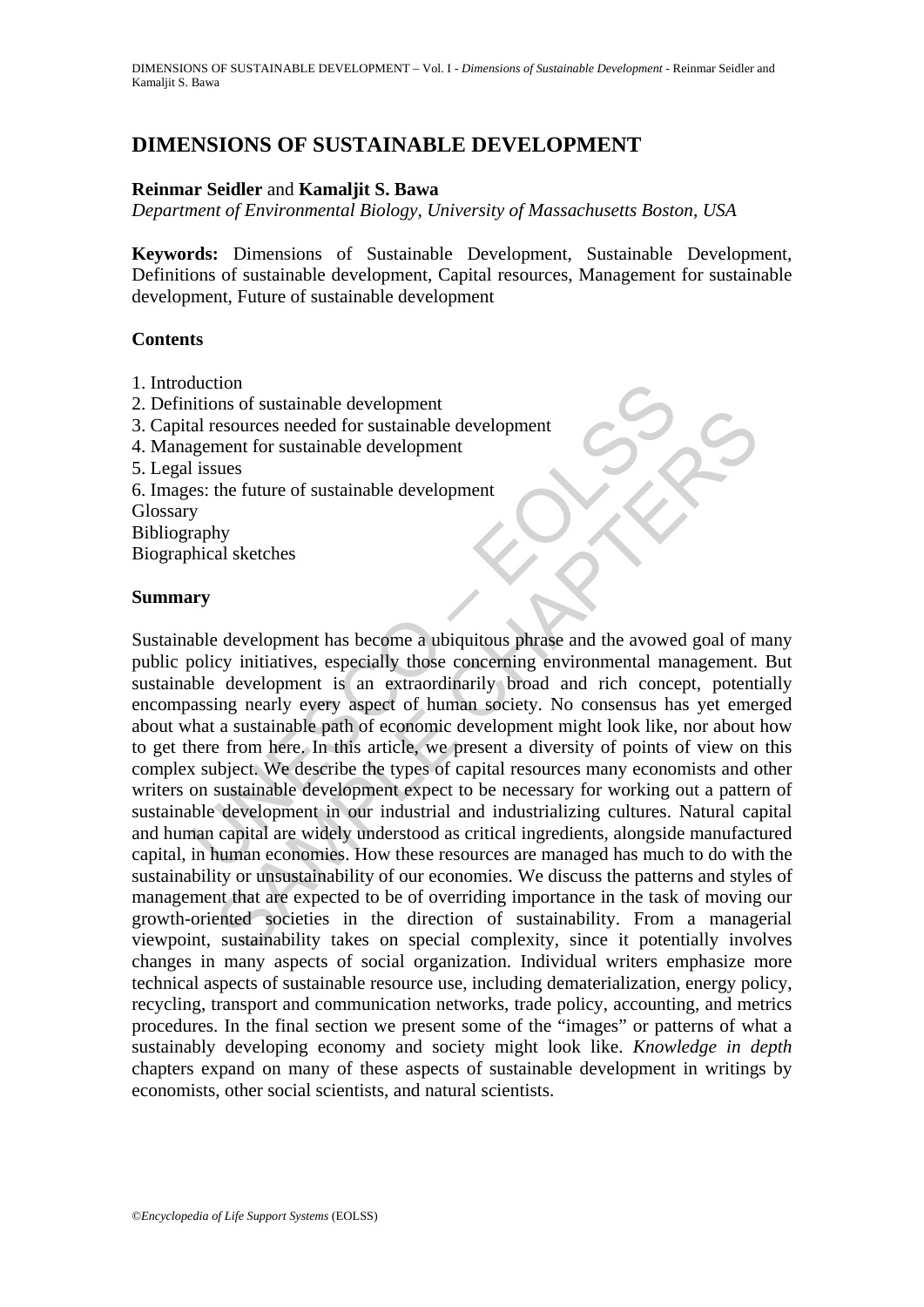# DIMENSIONS OF SUSTAINABLE DEVELOPMENT

**Reinmar Seidler** and **Kamaljit S. Bawa**

*Department of Environmental Biology, University of Massachusetts Boston, USA*

**Keywords:** Dimensions of Sustainable Development, Sustainable Development, Definitions of sustainable development, Capital resources, Management for sustainable development, Future of sustainable development

## Contents

1. Introduction
2. Definitions of sustainable development
3. Capital resources needed for sustainable development
4. Management for sustainable development
5. Legal issues
6. Images: the future of sustainable development

Glossary
Bibliography
Biographical sketches

## Summary

Sustainable development has become a ubiquitous phrase and the avowed goal of many public policy initiatives, especially those concerning environmental management. But sustainable development is an extraordinarily broad and rich concept, potentially encompassing nearly every aspect of human society. No consensus has yet emerged about what a sustainable path of economic development might look like, nor about how to get there from here. In this article, we present a diversity of points of view on this complex subject. We describe the types of capital resources many economists and other writers on sustainable development expect to be necessary for working out a pattern of sustainable development in our industrial and industrializing cultures. Natural capital and human capital are widely understood as critical ingredients, alongside manufactured capital, in human economies. How these resources are managed has much to do with the sustainability or unsustainability of our economies. We discuss the patterns and styles of management that are expected to be of overriding importance in the task of moving our growth-oriented societies in the direction of sustainability. From a managerial viewpoint, sustainability takes on special complexity, since it potentially involves changes in many aspects of social organization. Individual writers emphasize more technical aspects of sustainable resource use, including dematerialization, energy policy, recycling, transport and communication networks, trade policy, accounting, and metrics procedures. In the final section we present some of the "images" or patterns of what a sustainably developing economy and society might look like. *Knowledge in depth* chapters expand on many of these aspects of sustainable development in writings by economists, other social scientists, and natural scientists.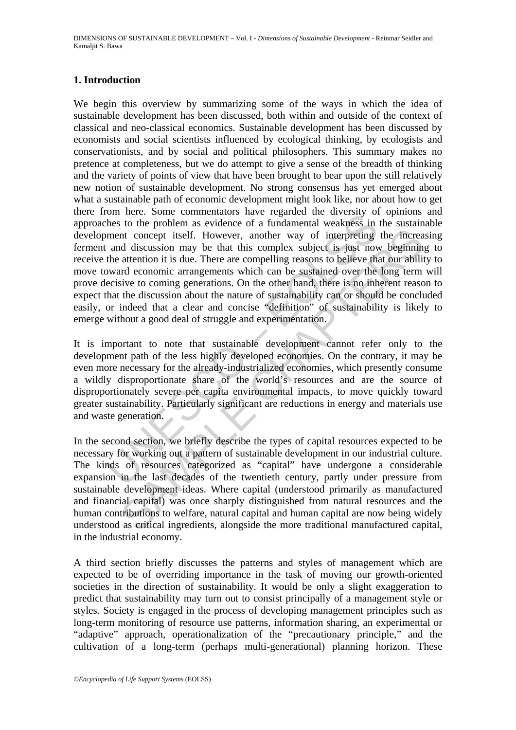## 1. Introduction

We begin this overview by summarizing some of the ways in which the idea of sustainable development has been discussed, both within and outside of the context of classical and neo-classical economics. Sustainable development has been discussed by economists and social scientists influenced by ecological thinking, by ecologists and conservationists, and by social and political philosophers. This summary makes no pretence at completeness, but we do attempt to give a sense of the breadth of thinking and the variety of points of view that have been brought to bear upon the still relatively new notion of sustainable development. No strong consensus has yet emerged about what a sustainable path of economic development might look like, nor about how to get there from here. Some commentators have regarded the diversity of opinions and approaches to the problem as evidence of a fundamental weakness in the sustainable development concept itself. However, another way of interpreting the increasing ferment and discussion may be that this complex subject is just now beginning to receive the attention it is due. There are compelling reasons to believe that our ability to move toward economic arrangements which can be sustained over the long term will prove decisive to coming generations. On the other hand, there is no inherent reason to expect that the discussion about the nature of sustainability can or should be concluded easily, or indeed that a clear and concise "definition" of sustainability is likely to emerge without a good deal of struggle and experimentation.

It is important to note that sustainable development cannot refer only to the development path of the less highly developed economies. On the contrary, it may be even more necessary for the already-industrialized economies, which presently consume a wildly disproportionate share of the world's resources and are the source of disproportionately severe per capita environmental impacts, to move quickly toward greater sustainability. Particularly significant are reductions in energy and materials use and waste generation.

In the second section, we briefly describe the types of capital resources expected to be necessary for working out a pattern of sustainable development in our industrial culture. The kinds of resources categorized as "capital" have undergone a considerable expansion in the last decades of the twentieth century, partly under pressure from sustainable development ideas. Where capital (understood primarily as manufactured and financial capital) was once sharply distinguished from natural resources and the human contributions to welfare, natural capital and human capital are now being widely understood as critical ingredients, alongside the more traditional manufactured capital, in the industrial economy.

A third section briefly discusses the patterns and styles of management which are expected to be of overriding importance in the task of moving our growth-oriented societies in the direction of sustainability. It would be only a slight exaggeration to predict that sustainability may turn out to consist principally of a management style or styles. Society is engaged in the process of developing management principles such as long-term monitoring of resource use patterns, information sharing, an experimental or "adaptive" approach, operationalization of the "precautionary principle," and the cultivation of a long-term (perhaps multi-generational) planning horizon. These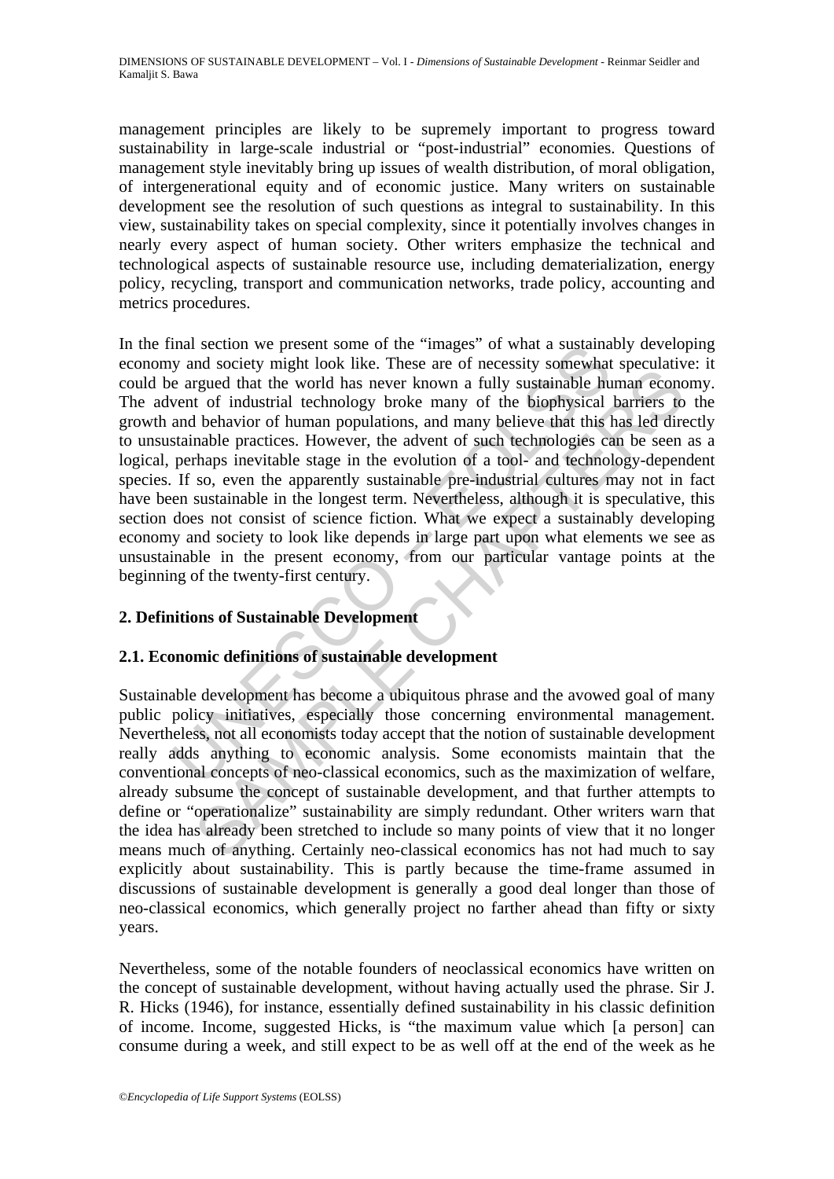management principles are likely to be supremely important to progress toward sustainability in large-scale industrial or "post-industrial" economies. Questions of management style inevitably bring up issues of wealth distribution, of moral obligation, of intergenerational equity and of economic justice. Many writers on sustainable development see the resolution of such questions as integral to sustainability. In this view, sustainability takes on special complexity, since it potentially involves changes in nearly every aspect of human society. Other writers emphasize the technical and technological aspects of sustainable resource use, including dematerialization, energy policy, recycling, transport and communication networks, trade policy, accounting and metrics procedures.

In the final section we present some of the "images" of what a sustainably developing economy and society might look like. These are of necessity somewhat speculative: it could be argued that the world has never known a fully sustainable human economy. The advent of industrial technology broke many of the biophysical barriers to the growth and behavior of human populations, and many believe that this has led directly to unsustainable practices. However, the advent of such technologies can be seen as a logical, perhaps inevitable stage in the evolution of a tool- and technology-dependent species. If so, even the apparently sustainable pre-industrial cultures may not in fact have been sustainable in the longest term. Nevertheless, although it is speculative, this section does not consist of science fiction. What we expect a sustainably developing economy and society to look like depends in large part upon what elements we see as unsustainable in the present economy, from our particular vantage points at the beginning of the twenty-first century.

## 2. Definitions of Sustainable Development

### 2.1. Economic definitions of sustainable development

Sustainable development has become a ubiquitous phrase and the avowed goal of many public policy initiatives, especially those concerning environmental management. Nevertheless, not all economists today accept that the notion of sustainable development really adds anything to economic analysis. Some economists maintain that the conventional concepts of neo-classical economics, such as the maximization of welfare, already subsume the concept of sustainable development, and that further attempts to define or "operationalize" sustainability are simply redundant. Other writers warn that the idea has already been stretched to include so many points of view that it no longer means much of anything. Certainly neo-classical economics has not had much to say explicitly about sustainability. This is partly because the time-frame assumed in discussions of sustainable development is generally a good deal longer than those of neo-classical economics, which generally project no farther ahead than fifty or sixty years.

Nevertheless, some of the notable founders of neoclassical economics have written on the concept of sustainable development, without having actually used the phrase. Sir J. R. Hicks (1946), for instance, essentially defined sustainability in his classic definition of income. Income, suggested Hicks, is "the maximum value which [a person] can consume during a week, and still expect to be as well off at the end of the week as he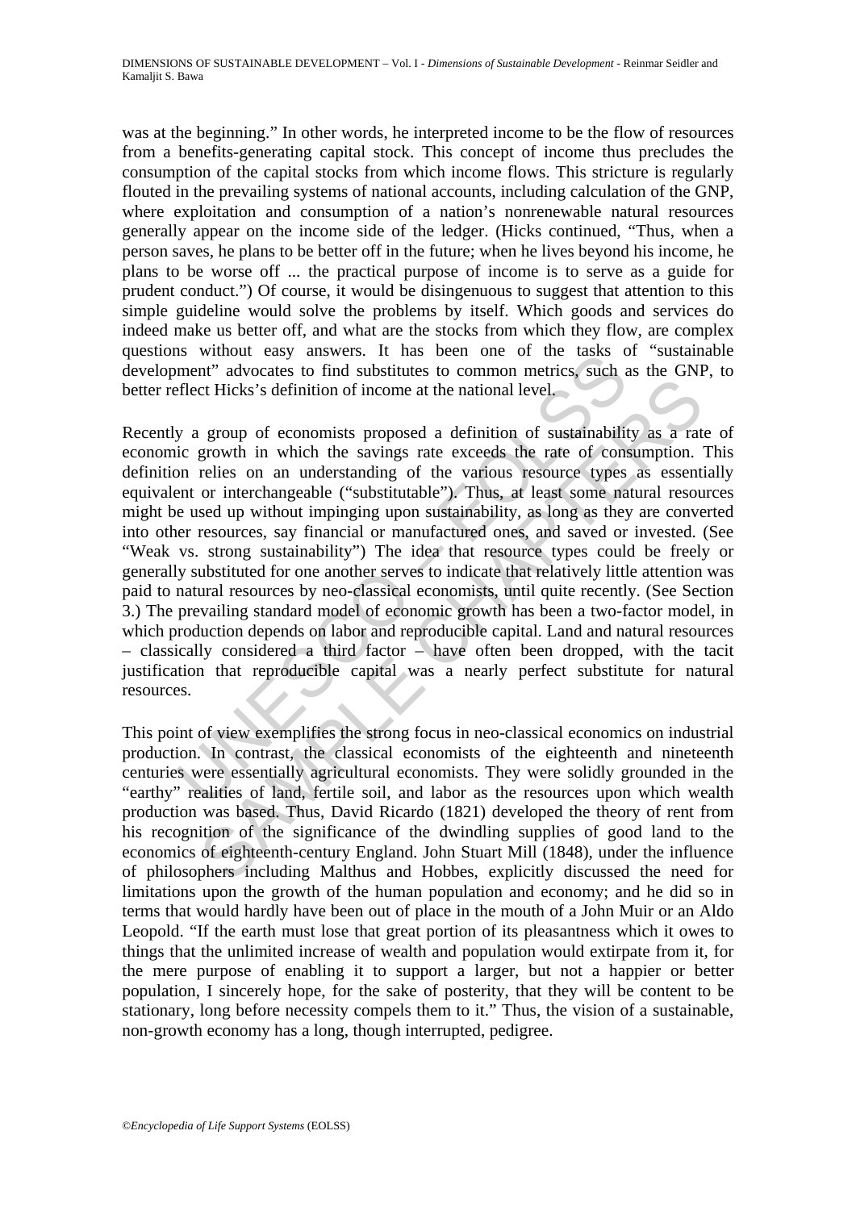was at the beginning." In other words, he interpreted income to be the flow of resources from a benefits-generating capital stock. This concept of income thus precludes the consumption of the capital stocks from which income flows. This stricture is regularly flouted in the prevailing systems of national accounts, including calculation of the GNP, where exploitation and consumption of a nation's nonrenewable natural resources generally appear on the income side of the ledger. (Hicks continued, "Thus, when a person saves, he plans to be better off in the future; when he lives beyond his income, he plans to be worse off ... the practical purpose of income is to serve as a guide for prudent conduct.") Of course, it would be disingenuous to suggest that attention to this simple guideline would solve the problems by itself. Which goods and services do indeed make us better off, and what are the stocks from which they flow, are complex questions without easy answers. It has been one of the tasks of "sustainable development" advocates to find substitutes to common metrics, such as the GNP, to better reflect Hicks's definition of income at the national level.

Recently a group of economists proposed a definition of sustainability as a rate of economic growth in which the savings rate exceeds the rate of consumption. This definition relies on an understanding of the various resource types as essentially equivalent or interchangeable ("substitutable"). Thus, at least some natural resources might be used up without impinging upon sustainability, as long as they are converted into other resources, say financial or manufactured ones, and saved or invested. (See "Weak vs. strong sustainability") The idea that resource types could be freely or generally substituted for one another serves to indicate that relatively little attention was paid to natural resources by neo-classical economists, until quite recently. (See Section 3.) The prevailing standard model of economic growth has been a two-factor model, in which production depends on labor and reproducible capital. Land and natural resources – classically considered a third factor – have often been dropped, with the tacit justification that reproducible capital was a nearly perfect substitute for natural resources.

This point of view exemplifies the strong focus in neo-classical economics on industrial production. In contrast, the classical economists of the eighteenth and nineteenth centuries were essentially agricultural economists. They were solidly grounded in the "earthy" realities of land, fertile soil, and labor as the resources upon which wealth production was based. Thus, David Ricardo (1821) developed the theory of rent from his recognition of the significance of the dwindling supplies of good land to the economics of eighteenth-century England. John Stuart Mill (1848), under the influence of philosophers including Malthus and Hobbes, explicitly discussed the need for limitations upon the growth of the human population and economy; and he did so in terms that would hardly have been out of place in the mouth of a John Muir or an Aldo Leopold. "If the earth must lose that great portion of its pleasantness which it owes to things that the unlimited increase of wealth and population would extirpate from it, for the mere purpose of enabling it to support a larger, but not a happier or better population, I sincerely hope, for the sake of posterity, that they will be content to be stationary, long before necessity compels them to it." Thus, the vision of a sustainable, non-growth economy has a long, though interrupted, pedigree.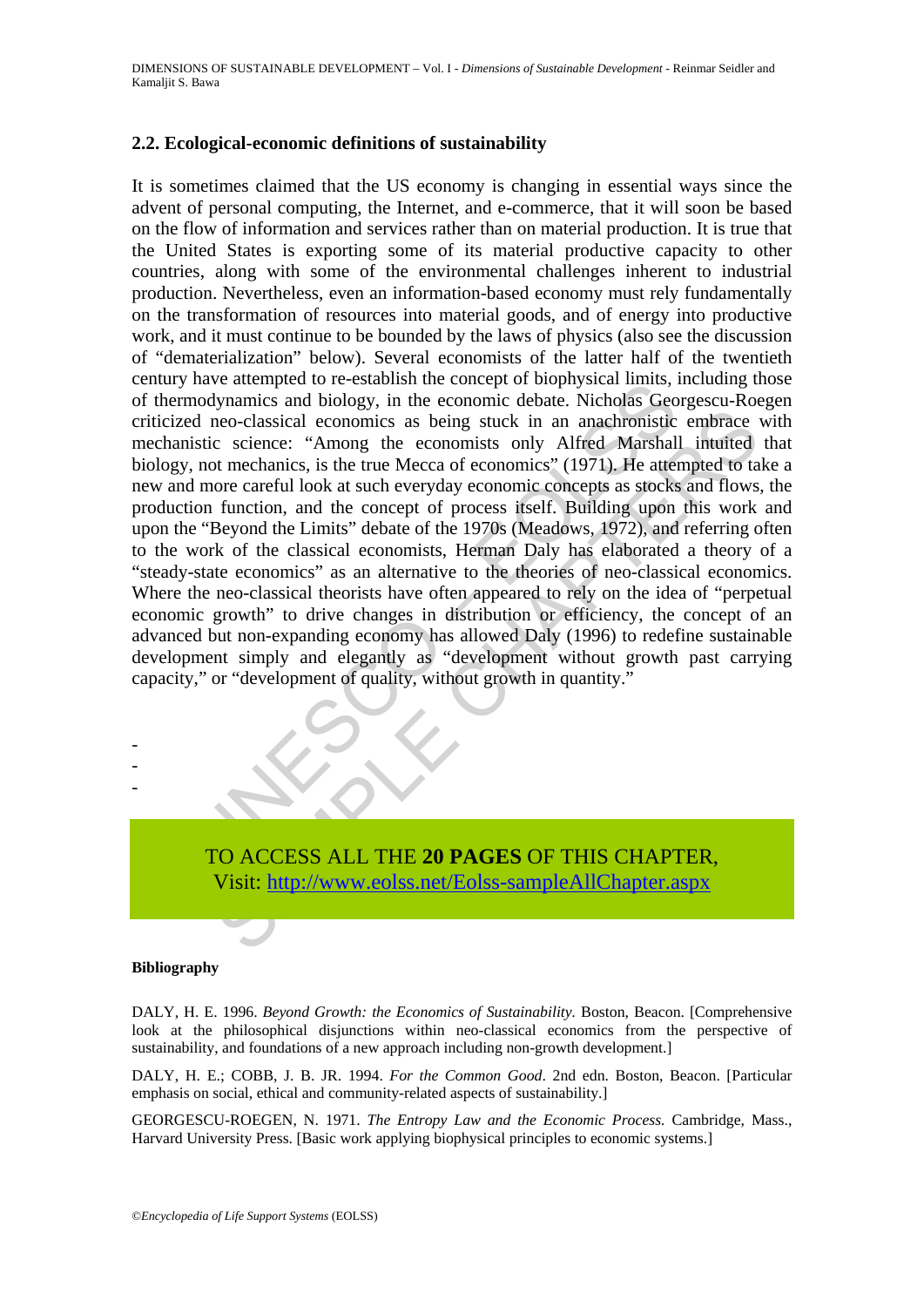### 2.2. Ecological-economic definitions of sustainability

It is sometimes claimed that the US economy is changing in essential ways since the advent of personal computing, the Internet, and e-commerce, that it will soon be based on the flow of information and services rather than on material production. It is true that the United States is exporting some of its material productive capacity to other countries, along with some of the environmental challenges inherent to industrial production. Nevertheless, even an information-based economy must rely fundamentally on the transformation of resources into material goods, and of energy into productive work, and it must continue to be bounded by the laws of physics (also see the discussion of "dematerialization" below). Several economists of the latter half of the twentieth century have attempted to re-establish the concept of biophysical limits, including those of thermodynamics and biology, in the economic debate. Nicholas Georgescu-Roegen criticized neo-classical economics as being stuck in an anachronistic embrace with mechanistic science: "Among the economists only Alfred Marshall intuited that biology, not mechanics, is the true Mecca of economics" (1971). He attempted to take a new and more careful look at such everyday economic concepts as stocks and flows, the production function, and the concept of process itself. Building upon this work and upon the "Beyond the Limits" debate of the 1970s (Meadows, 1972), and referring often to the work of the classical economists, Herman Daly has elaborated a theory of a "steady-state economics" as an alternative to the theories of neo-classical economics. Where the neo-classical theorists have often appeared to rely on the idea of "perpetual economic growth" to drive changes in distribution or efficiency, the concept of an advanced but non-expanding economy has allowed Daly (1996) to redefine sustainable development simply and elegantly as "development without growth past carrying capacity," or "development of quality, without growth in quantity."

-
-
-

TO ACCESS ALL THE **20 PAGES** OF THIS CHAPTER,
Visit: http://www.eolss.net/Eolss-sampleAllChapter.aspx

#### Bibliography

DALY, H. E. 1996. *Beyond Growth: the Economics of Sustainability.* Boston, Beacon. [Comprehensive look at the philosophical disjunctions within neo-classical economics from the perspective of sustainability, and foundations of a new approach including non-growth development.]

DALY, H. E.; COBB, J. B. JR. 1994. *For the Common Good*. 2nd edn. Boston, Beacon. [Particular emphasis on social, ethical and community-related aspects of sustainability.]

GEORGESCU-ROEGEN, N. 1971. *The Entropy Law and the Economic Process.* Cambridge, Mass., Harvard University Press. [Basic work applying biophysical principles to economic systems.]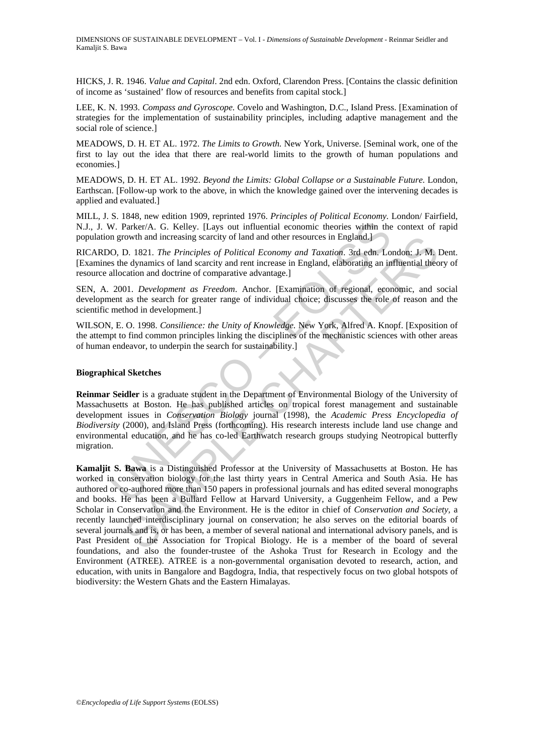HICKS, J. R. 1946. *Value and Capital*. 2nd edn. Oxford, Clarendon Press. [Contains the classic definition of income as 'sustained' flow of resources and benefits from capital stock.]

LEE, K. N. 1993. *Compass and Gyroscope.* Covelo and Washington, D.C., Island Press. [Examination of strategies for the implementation of sustainability principles, including adaptive management and the social role of science.]

MEADOWS, D. H. ET AL. 1972. *The Limits to Growth.* New York, Universe. [Seminal work, one of the first to lay out the idea that there are real-world limits to the growth of human populations and economies.]

MEADOWS, D. H. ET AL. 1992. *Beyond the Limits: Global Collapse or a Sustainable Future.* London, Earthscan. [Follow-up work to the above, in which the knowledge gained over the intervening decades is applied and evaluated.]

MILL, J. S. 1848, new edition 1909, reprinted 1976. *Principles of Political Economy.* London/ Fairfield, N.J., J. W. Parker/A. G. Kelley. [Lays out influential economic theories within the context of rapid population growth and increasing scarcity of land and other resources in England.]

RICARDO, D. 1821. *The Principles of Political Economy and Taxation*. 3rd edn. London: J. M. Dent. [Examines the dynamics of land scarcity and rent increase in England, elaborating an influential theory of resource allocation and doctrine of comparative advantage.]

SEN, A. 2001. *Development as Freedom*. Anchor. [Examination of regional, economic, and social development as the search for greater range of individual choice; discusses the role of reason and the scientific method in development.]

WILSON, E. O. 1998. *Consilience: the Unity of Knowledge.* New York, Alfred A. Knopf. [Exposition of the attempt to find common principles linking the disciplines of the mechanistic sciences with other areas of human endeavor, to underpin the search for sustainability.]

**Biographical Sketches**

**Reinmar Seidler** is a graduate student in the Department of Environmental Biology of the University of Massachusetts at Boston. He has published articles on tropical forest management and sustainable development issues in *Conservation Biology* journal (1998), the *Academic Press Encyclopedia of Biodiversity* (2000), and Island Press (forthcoming). His research interests include land use change and environmental education, and he has co-led Earthwatch research groups studying Neotropical butterfly migration.

**Kamaljit S. Bawa** is a Distinguished Professor at the University of Massachusetts at Boston. He has worked in conservation biology for the last thirty years in Central America and South Asia. He has authored or co-authored more than 150 papers in professional journals and has edited several monographs and books. He has been a Bullard Fellow at Harvard University, a Guggenheim Fellow, and a Pew Scholar in Conservation and the Environment. He is the editor in chief of *Conservation and Society,* a recently launched interdisciplinary journal on conservation; he also serves on the editorial boards of several journals and is, or has been, a member of several national and international advisory panels, and is Past President of the Association for Tropical Biology. He is a member of the board of several foundations, and also the founder-trustee of the Ashoka Trust for Research in Ecology and the Environment (ATREE). ATREE is a non-governmental organisation devoted to research, action, and education, with units in Bangalore and Bagdogra, India, that respectively focus on two global hotspots of biodiversity: the Western Ghats and the Eastern Himalayas.